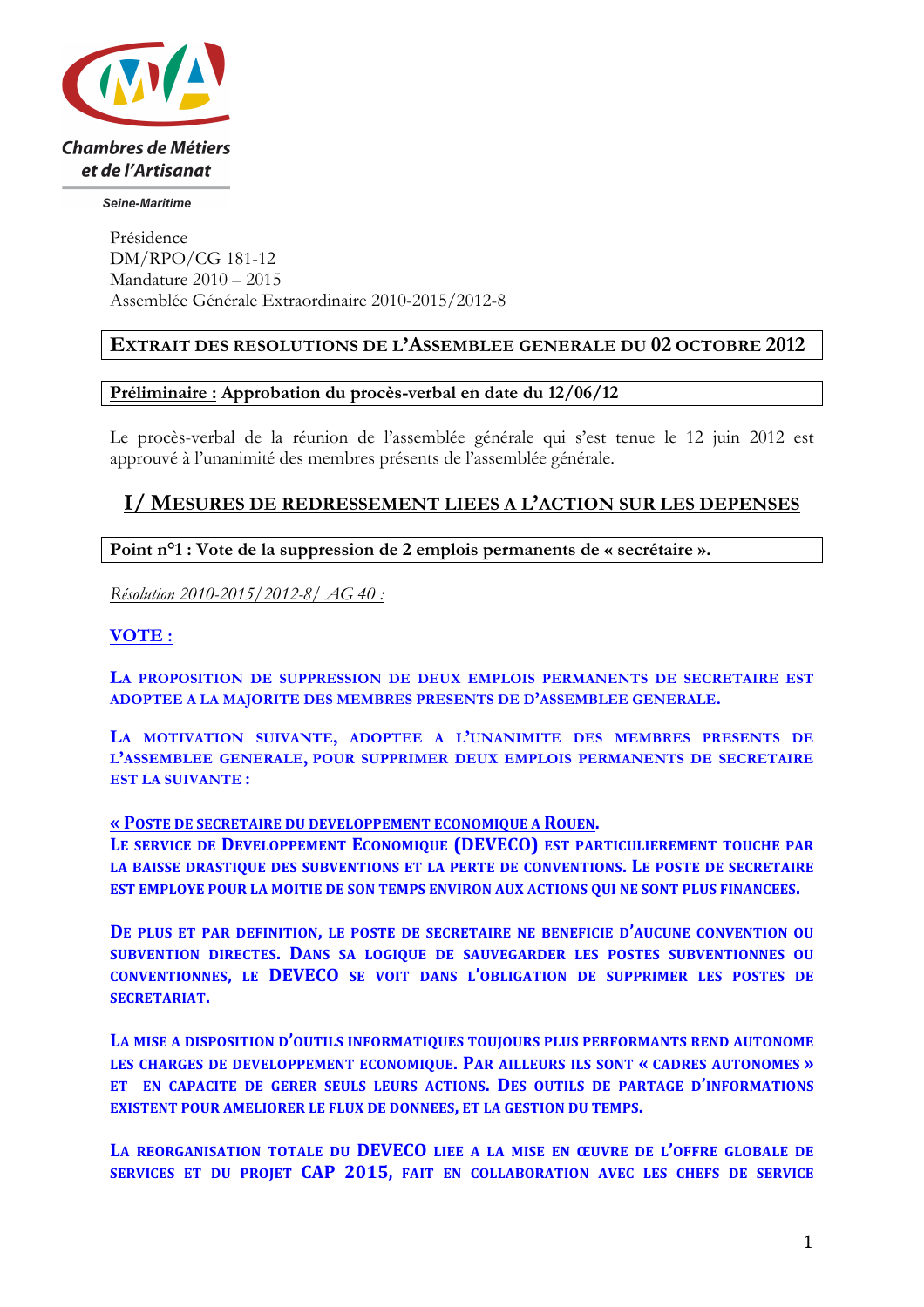Chambres de Métiers et de l'Artisanat

Seine-Maritime

Présidence
DM/RPO/CG 181-12
Mandature 2010 – 2015
Assemblée Générale Extraordinaire 2010-2015/2012-8

# EXTRAIT DES RESOLUTIONS DE L'ASSEMBLEE GENERALE DU 02 OCTOBRE 2012

**Préliminaire : Approbation du procès-verbal en date du 12/06/12**

Le procès-verbal de la réunion de l'assemblée générale qui s'est tenue le 12 juin 2012 est approuvé à l'unanimité des membres présents de l'assemblée générale.

## I/ MESURES DE REDRESSEMENT LIEES A L'ACTION SUR LES DEPENSES

**Point n°1 : Vote de la suppression de 2 emplois permanents de « secrétaire ».**

*Résolution 2010-2015/2012-8/ AG 40 :*

**VOTE :**

**LA PROPOSITION DE SUPPRESSION DE DEUX EMPLOIS PERMANENTS DE SECRETAIRE EST ADOPTEE A LA MAJORITE DES MEMBRES PRESENTS DE D'ASSEMBLEE GENERALE.**

**LA MOTIVATION SUIVANTE, ADOPTEE A L'UNANIMITE DES MEMBRES PRESENTS DE L'ASSEMBLEE GENERALE, POUR SUPPRIMER DEUX EMPLOIS PERMANENTS DE SECRETAIRE EST LA SUIVANTE :**

**« POSTE DE SECRETAIRE DU DEVELOPPEMENT ECONOMIQUE A ROUEN.**
**LE SERVICE DE DEVELOPPEMENT ECONOMIQUE (DEVECO) EST PARTICULIEREMENT TOUCHE PAR LA BAISSE DRASTIQUE DES SUBVENTIONS ET LA PERTE DE CONVENTIONS. LE POSTE DE SECRETAIRE EST EMPLOYE POUR LA MOITIE DE SON TEMPS ENVIRON AUX ACTIONS QUI NE SONT PLUS FINANCEES.**

**DE PLUS ET PAR DEFINITION, LE POSTE DE SECRETAIRE NE BENEFICIE D'AUCUNE CONVENTION OU SUBVENTION DIRECTES. DANS SA LOGIQUE DE SAUVEGARDER LES POSTES SUBVENTIONNES OU CONVENTIONNES, LE DEVECO SE VOIT DANS L'OBLIGATION DE SUPPRIMER LES POSTES DE SECRETARIAT.**

**LA MISE A DISPOSITION D'OUTILS INFORMATIQUES TOUJOURS PLUS PERFORMANTS REND AUTONOME LES CHARGES DE DEVELOPPEMENT ECONOMIQUE. PAR AILLEURS ILS SONT « CADRES AUTONOMES » ET EN CAPACITE DE GERER SEULS LEURS ACTIONS. DES OUTILS DE PARTAGE D'INFORMATIONS EXISTENT POUR AMELIORER LE FLUX DE DONNEES, ET LA GESTION DU TEMPS.**

**LA REORGANISATION TOTALE DU DEVECO LIEE A LA MISE EN ŒUVRE DE L'OFFRE GLOBALE DE SERVICES ET DU PROJET CAP 2015, FAIT EN COLLABORATION AVEC LES CHEFS DE SERVICE**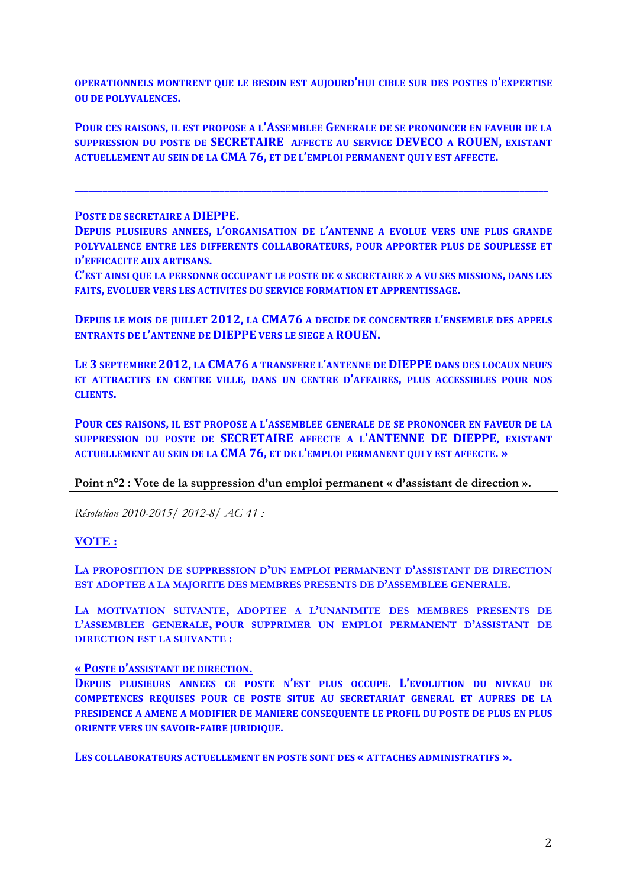OPERATIONNELS MONTRENT QUE LE BESOIN EST AUJOURD'HUI CIBLE SUR DES POSTES D'EXPERTISE OU DE POLYVALENCES.

POUR CES RAISONS, IL EST PROPOSE A L'ASSEMBLEE GENERALE DE SE PRONONCER EN FAVEUR DE LA SUPPRESSION DU POSTE DE SECRETAIRE AFFECTE AU SERVICE DEVECO A ROUEN, EXISTANT ACTUELLEMENT AU SEIN DE LA CMA 76, ET DE L'EMPLOI PERMANENT QUI Y EST AFFECTE.

---

POSTE DE SECRETAIRE A DIEPPE.

DEPUIS PLUSIEURS ANNEES, L'ORGANISATION DE L'ANTENNE A EVOLUE VERS UNE PLUS GRANDE POLYVALENCE ENTRE LES DIFFERENTS COLLABORATEURS, POUR APPORTER PLUS DE SOUPLESSE ET D'EFFICACITE AUX ARTISANS.

C'EST AINSI QUE LA PERSONNE OCCUPANT LE POSTE DE « SECRETAIRE » A VU SES MISSIONS, DANS LES FAITS, EVOLUER VERS LES ACTIVITES DU SERVICE FORMATION ET APPRENTISSAGE.

DEPUIS LE MOIS DE JUILLET 2012, LA CMA76 A DECIDE DE CONCENTRER L'ENSEMBLE DES APPELS ENTRANTS DE L'ANTENNE DE DIEPPE VERS LE SIEGE A ROUEN.

LE 3 SEPTEMBRE 2012, LA CMA76 A TRANSFERE L'ANTENNE DE DIEPPE DANS DES LOCAUX NEUFS ET ATTRACTIFS EN CENTRE VILLE, DANS UN CENTRE D'AFFAIRES, PLUS ACCESSIBLES POUR NOS CLIENTS.

POUR CES RAISONS, IL EST PROPOSE A L'ASSEMBLEE GENERALE DE SE PRONONCER EN FAVEUR DE LA SUPPRESSION DU POSTE DE SECRETAIRE AFFECTE A L'ANTENNE DE DIEPPE, EXISTANT ACTUELLEMENT AU SEIN DE LA CMA 76, ET DE L'EMPLOI PERMANENT QUI Y EST AFFECTE. »

**Point n°2 : Vote de la suppression d'un emploi permanent « d'assistant de direction ».**

*Résolution 2010-2015/ 2012-8/ AG 41 :*

**VOTE :**

LA PROPOSITION DE SUPPRESSION D'UN EMPLOI PERMANENT D'ASSISTANT DE DIRECTION EST ADOPTEE A LA MAJORITE DES MEMBRES PRESENTS DE D'ASSEMBLEE GENERALE.

LA MOTIVATION SUIVANTE, ADOPTEE A L'UNANIMITE DES MEMBRES PRESENTS DE L'ASSEMBLEE GENERALE, POUR SUPPRIMER UN EMPLOI PERMANENT D'ASSISTANT DE DIRECTION EST LA SUIVANTE :

« POSTE D'ASSISTANT DE DIRECTION.

DEPUIS PLUSIEURS ANNEES CE POSTE N'EST PLUS OCCUPE. L'EVOLUTION DU NIVEAU DE COMPETENCES REQUISES POUR CE POSTE SITUE AU SECRETARIAT GENERAL ET AUPRES DE LA PRESIDENCE A AMENE A MODIFIER DE MANIERE CONSEQUENTE LE PROFIL DU POSTE DE PLUS EN PLUS ORIENTE VERS UN SAVOIR-FAIRE JURIDIQUE.

LES COLLABORATEURS ACTUELLEMENT EN POSTE SONT DES « ATTACHES ADMINISTRATIFS ».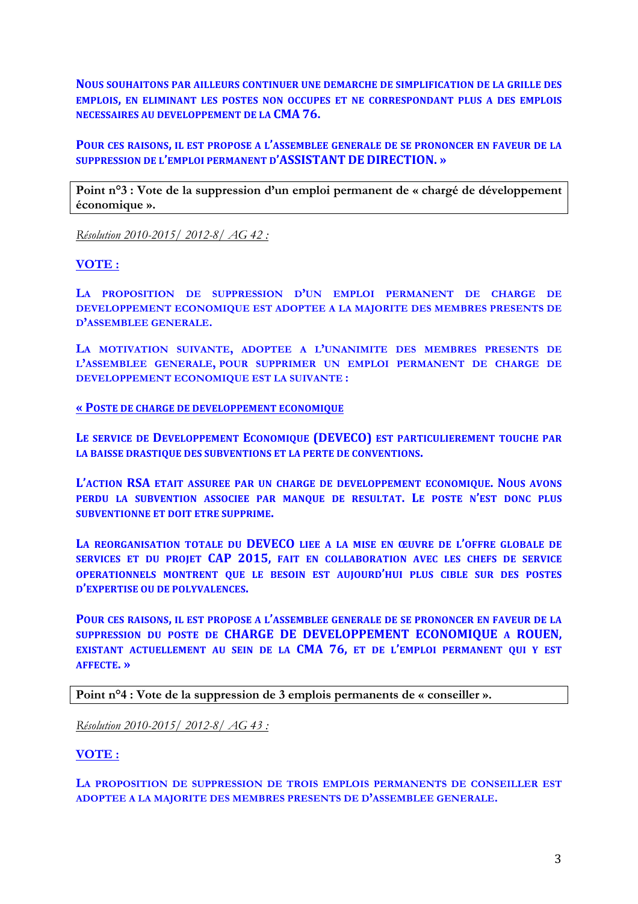**NOUS SOUHAITONS PAR AILLEURS CONTINUER UNE DEMARCHE DE SIMPLIFICATION DE LA GRILLE DES EMPLOIS, EN ELIMINANT LES POSTES NON OCCUPES ET NE CORRESPONDANT PLUS A DES EMPLOIS NECESSAIRES AU DEVELOPPEMENT DE LA CMA 76.**

**POUR CES RAISONS, IL EST PROPOSE A L'ASSEMBLEE GENERALE DE SE PRONONCER EN FAVEUR DE LA SUPPRESSION DE L'EMPLOI PERMANENT D'ASSISTANT DE DIRECTION. »**

**Point n°3 : Vote de la suppression d'un emploi permanent de « chargé de développement économique ».**

*Résolution 2010-2015/ 2012-8/ AG 42 :*

**VOTE :**

**LA PROPOSITION DE SUPPRESSION D'UN EMPLOI PERMANENT DE CHARGE DE DEVELOPPEMENT ECONOMIQUE EST ADOPTEE A LA MAJORITE DES MEMBRES PRESENTS DE D'ASSEMBLEE GENERALE.**

**LA MOTIVATION SUIVANTE, ADOPTEE A L'UNANIMITE DES MEMBRES PRESENTS DE L'ASSEMBLEE GENERALE, POUR SUPPRIMER UN EMPLOI PERMANENT DE CHARGE DE DEVELOPPEMENT ECONOMIQUE EST LA SUIVANTE :**

**« POSTE DE CHARGE DE DEVELOPPEMENT ECONOMIQUE**

**LE SERVICE DE DEVELOPPEMENT ECONOMIQUE (DEVECO) EST PARTICULIEREMENT TOUCHE PAR LA BAISSE DRASTIQUE DES SUBVENTIONS ET LA PERTE DE CONVENTIONS.**

**L'ACTION RSA ETAIT ASSUREE PAR UN CHARGE DE DEVELOPPEMENT ECONOMIQUE. NOUS AVONS PERDU LA SUBVENTION ASSOCIEE PAR MANQUE DE RESULTAT. LE POSTE N'EST DONC PLUS SUBVENTIONNE ET DOIT ETRE SUPPRIME.**

**LA REORGANISATION TOTALE DU DEVECO LIEE A LA MISE EN ŒUVRE DE L'OFFRE GLOBALE DE SERVICES ET DU PROJET CAP 2015, FAIT EN COLLABORATION AVEC LES CHEFS DE SERVICE OPERATIONNELS MONTRENT QUE LE BESOIN EST AUJOURD'HUI PLUS CIBLE SUR DES POSTES D'EXPERTISE OU DE POLYVALENCES.**

**POUR CES RAISONS, IL EST PROPOSE A L'ASSEMBLEE GENERALE DE SE PRONONCER EN FAVEUR DE LA SUPPRESSION DU POSTE DE CHARGE DE DEVELOPPEMENT ECONOMIQUE A ROUEN, EXISTANT ACTUELLEMENT AU SEIN DE LA CMA 76, ET DE L'EMPLOI PERMANENT QUI Y EST AFFECTE. »**

**Point n°4 : Vote de la suppression de 3 emplois permanents de « conseiller ».**

*Résolution 2010-2015/ 2012-8/ AG 43 :*

**VOTE :**

**LA PROPOSITION DE SUPPRESSION DE TROIS EMPLOIS PERMANENTS DE CONSEILLER EST ADOPTEE A LA MAJORITE DES MEMBRES PRESENTS DE D'ASSEMBLEE GENERALE.**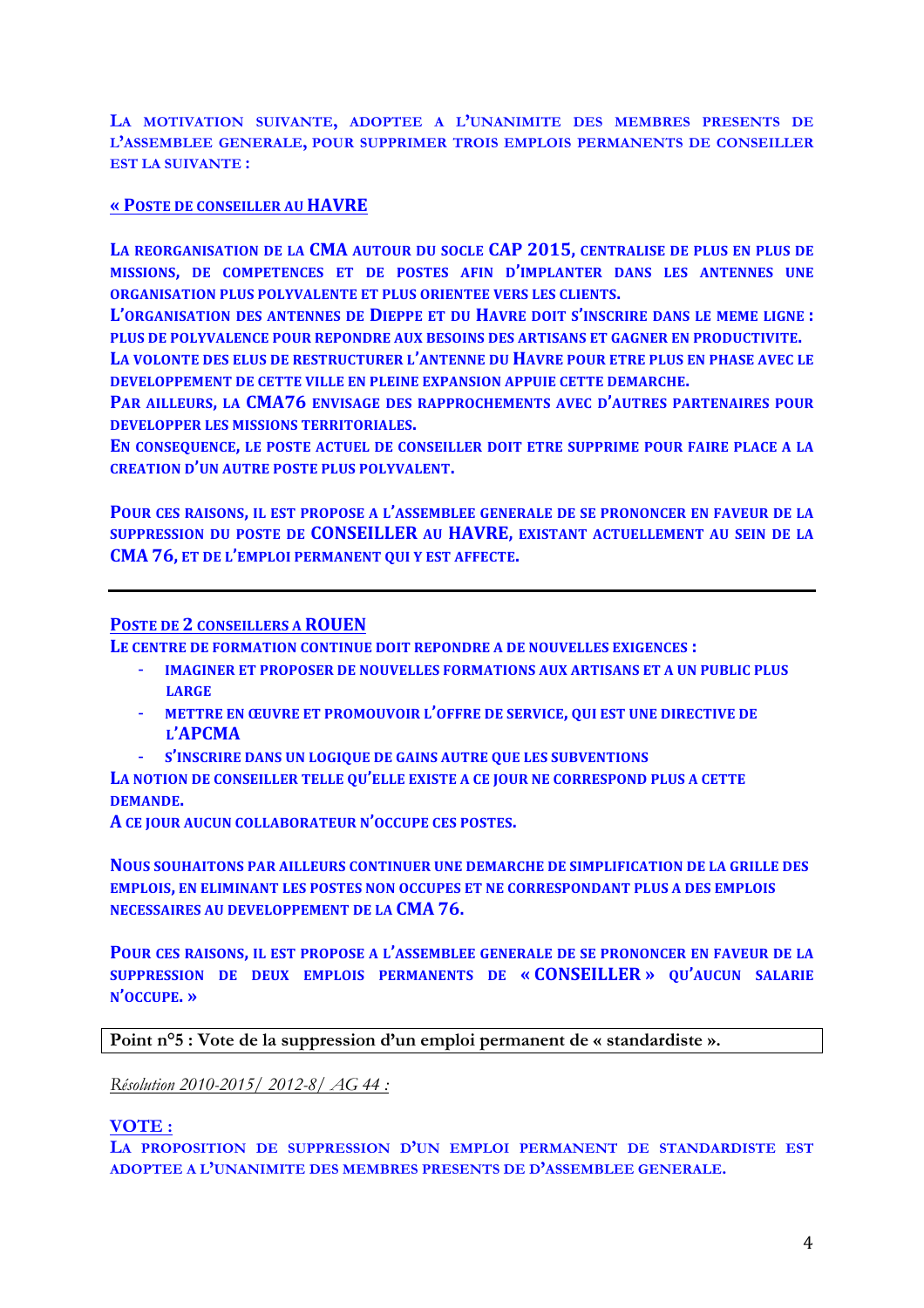**La motivation suivante, adoptee a l'unanimite des membres presents de l'assemblee generale, pour supprimer trois emplois permanents de conseiller est la suivante :**

**« Poste de conseiller au HAVRE**

**La reorganisation de la CMA autour du socle CAP 2015, centralise de plus en plus de missions, de competences et de postes afin d'implanter dans les antennes une organisation plus polyvalente et plus orientee vers les clients.**
**L'organisation des antennes de Dieppe et du Havre doit s'inscrire dans le meme ligne : plus de polyvalence pour repondre aux besoins des artisans et gagner en productivite.**
**La volonte des elus de restructurer l'antenne du Havre pour etre plus en phase avec le developpement de cette ville en pleine expansion appuie cette demarche.**
**Par ailleurs, la CMA76 envisage des rapprochements avec d'autres partenaires pour developper les missions territoriales.**
**En consequence, le poste actuel de conseiller doit etre supprime pour faire place a la creation d'un autre poste plus polyvalent.**

**Pour ces raisons, il est propose a l'assemblee generale de se prononcer en faveur de la suppression du poste de CONSEILLER au HAVRE, existant actuellement au sein de la CMA 76, et de l'emploi permanent qui y est affecte.**

---

**Poste de 2 conseillers a ROUEN**
**Le centre de formation continue doit repondre a de nouvelles exigences :**

- **Imaginer et proposer de nouvelles formations aux artisans et a un public plus large**
- **Mettre en œuvre et promouvoir l'offre de service, qui est une directive de l'APCMA**
- **S'inscrire dans un logique de gains autre que les subventions**

**La notion de conseiller telle qu'elle existe a ce jour ne correspond plus a cette demande.**
**A ce jour aucun collaborateur n'occupe ces postes.**

**Nous souhaitons par ailleurs continuer une demarche de simplification de la grille des emplois, en eliminant les postes non occupes et ne correspondant plus a des emplois necessaires au developpement de la CMA 76.**

**Pour ces raisons, il est propose a l'assemblee generale de se prononcer en faveur de la suppression de deux emplois permanents de « CONSEILLER » qu'aucun salarie n'occupe. »**

**Point n°5 : Vote de la suppression d'un emploi permanent de « standardiste ».**

*Résolution 2010-2015/ 2012-8/ AG 44 :*

**VOTE :**
**La proposition de suppression d'un emploi permanent de standardiste est adoptee a l'unanimite des membres presents de d'assemblee generale.**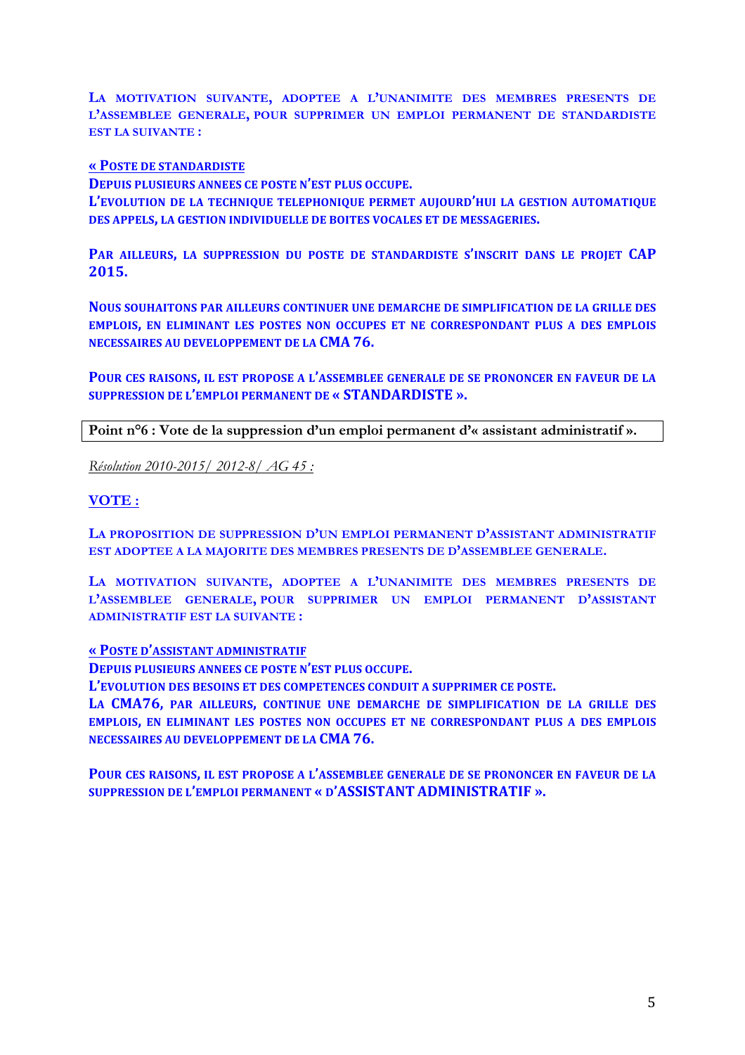**LA MOTIVATION SUIVANTE, ADOPTEE A L'UNANIMITE DES MEMBRES PRESENTS DE L'ASSEMBLEE GENERALE, POUR SUPPRIMER UN EMPLOI PERMANENT DE STANDARDISTE EST LA SUIVANTE :**

**« POSTE DE STANDARDISTE**

**DEPUIS PLUSIEURS ANNEES CE POSTE N'EST PLUS OCCUPE.**

**L'EVOLUTION DE LA TECHNIQUE TELEPHONIQUE PERMET AUJOURD'HUI LA GESTION AUTOMATIQUE DES APPELS, LA GESTION INDIVIDUELLE DE BOITES VOCALES ET DE MESSAGERIES.**

**PAR AILLEURS, LA SUPPRESSION DU POSTE DE STANDARDISTE S'INSCRIT DANS LE PROJET CAP 2015.**

**NOUS SOUHAITONS PAR AILLEURS CONTINUER UNE DEMARCHE DE SIMPLIFICATION DE LA GRILLE DES EMPLOIS, EN ELIMINANT LES POSTES NON OCCUPES ET NE CORRESPONDANT PLUS A DES EMPLOIS NECESSAIRES AU DEVELOPPEMENT DE LA CMA 76.**

**POUR CES RAISONS, IL EST PROPOSE A L'ASSEMBLEE GENERALE DE SE PRONONCER EN FAVEUR DE LA SUPPRESSION DE L'EMPLOI PERMANENT DE « STANDARDISTE ».**

**Point n°6 : Vote de la suppression d'un emploi permanent d'« assistant administratif ».**

*Résolution 2010-2015/ 2012-8/ AG 45 :*

**VOTE :**

**LA PROPOSITION DE SUPPRESSION D'UN EMPLOI PERMANENT D'ASSISTANT ADMINISTRATIF EST ADOPTEE A LA MAJORITE DES MEMBRES PRESENTS DE D'ASSEMBLEE GENERALE.**

**LA MOTIVATION SUIVANTE, ADOPTEE A L'UNANIMITE DES MEMBRES PRESENTS DE L'ASSEMBLEE GENERALE, POUR SUPPRIMER UN EMPLOI PERMANENT D'ASSISTANT ADMINISTRATIF EST LA SUIVANTE :**

**« POSTE D'ASSISTANT ADMINISTRATIF**

**DEPUIS PLUSIEURS ANNEES CE POSTE N'EST PLUS OCCUPE.**

**L'EVOLUTION DES BESOINS ET DES COMPETENCES CONDUIT A SUPPRIMER CE POSTE.**

**LA CMA76, PAR AILLEURS, CONTINUE UNE DEMARCHE DE SIMPLIFICATION DE LA GRILLE DES EMPLOIS, EN ELIMINANT LES POSTES NON OCCUPES ET NE CORRESPONDANT PLUS A DES EMPLOIS NECESSAIRES AU DEVELOPPEMENT DE LA CMA 76.**

**POUR CES RAISONS, IL EST PROPOSE A L'ASSEMBLEE GENERALE DE SE PRONONCER EN FAVEUR DE LA SUPPRESSION DE L'EMPLOI PERMANENT « D'ASSISTANT ADMINISTRATIF ».**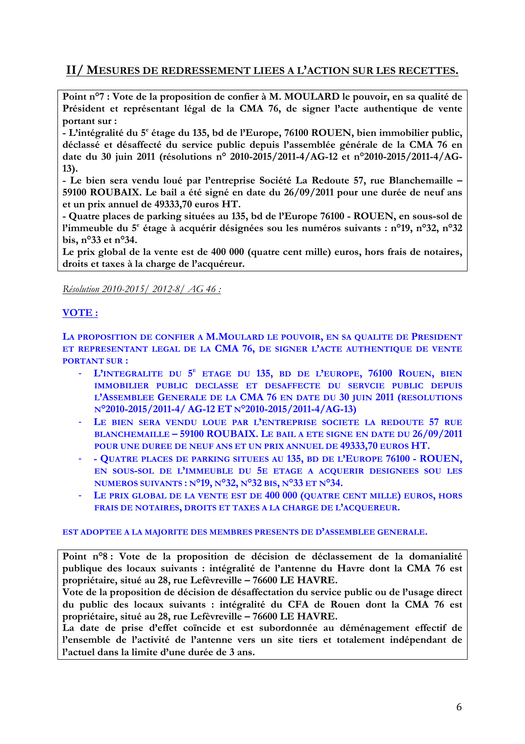## II/ MESURES DE REDRESSEMENT LIEES A L'ACTION SUR LES RECETTES.

**Point n°7 : Vote de la proposition de confier à M. MOULARD le pouvoir, en sa qualité de Président et représentant légal de la CMA 76, de signer l'acte authentique de vente portant sur :**
**- L'intégralité du 5e étage du 135, bd de l'Europe, 76100 ROUEN, bien immobilier public, déclassé et désaffecté du service public depuis l'assemblée générale de la CMA 76 en date du 30 juin 2011 (résolutions n° 2010-2015/2011-4/AG-12 et n°2010-2015/2011-4/AG-13).**
**- Le bien sera vendu loué par l'entreprise Société La Redoute 57, rue Blanchemaille – 59100 ROUBAIX. Le bail a été signé en date du 26/09/2011 pour une durée de neuf ans et un prix annuel de 49333,70 euros HT.**
**- Quatre places de parking situées au 135, bd de l'Europe 76100 - ROUEN, en sous-sol de l'immeuble du 5e étage à acquérir désignées sou les numéros suivants : n°19, n°32, n°32 bis, n°33 et n°34.**
**Le prix global de la vente est de 400 000 (quatre cent mille) euros, hors frais de notaires, droits et taxes à la charge de l'acquéreur.**

*Résolution 2010-2015/ 2012-8/ AG 46 :*

**VOTE :**

**LA PROPOSITION DE CONFIER A M.MOULARD LE POUVOIR, EN SA QUALITE DE PRESIDENT ET REPRESENTANT LEGAL DE LA CMA 76, DE SIGNER L'ACTE AUTHENTIQUE DE VENTE PORTANT SUR :**

- **L'INTEGRALITE DU 5E ETAGE DU 135, BD DE L'EUROPE, 76100 ROUEN, BIEN IMMOBILIER PUBLIC DECLASSE ET DESAFFECTE DU SERVCIE PUBLIC DEPUIS L'ASSEMBLEE GENERALE DE LA CMA 76 EN DATE DU 30 JUIN 2011 (RESOLUTIONS N°2010-2015/2011-4/ AG-12 ET N°2010-2015/2011-4/AG-13)**
- **LE BIEN SERA VENDU LOUE PAR L'ENTREPRISE SOCIETE LA REDOUTE 57 RUE BLANCHEMAILLE – 59100 ROUBAIX. LE BAIL A ETE SIGNE EN DATE DU 26/09/2011 POUR UNE DUREE DE NEUF ANS ET UN PRIX ANNUEL DE 49333,70 EUROS HT.**
- **- QUATRE PLACES DE PARKING SITUEES AU 135, BD DE L'EUROPE 76100 - ROUEN, EN SOUS-SOL DE L'IMMEUBLE DU 5E ETAGE A ACQUERIR DESIGNEES SOU LES NUMEROS SUIVANTS : N°19, N°32, N°32 BIS, N°33 ET N°34.**
- **LE PRIX GLOBAL DE LA VENTE EST DE 400 000 (QUATRE CENT MILLE) EUROS, HORS FRAIS DE NOTAIRES, DROITS ET TAXES A LA CHARGE DE L'ACQUEREUR.**

**EST ADOPTEE A LA MAJORITE DES MEMBRES PRESENTS DE D'ASSEMBLEE GENERALE.**

**Point n°8 : Vote de la proposition de décision de déclassement de la domanialité publique des locaux suivants : intégralité de l'antenne du Havre dont la CMA 76 est propriétaire, situé au 28, rue Lefèvreville – 76600 LE HAVRE.**
**Vote de la proposition de décision de désaffectation du service public ou de l'usage direct du public des locaux suivants : intégralité du CFA de Rouen dont la CMA 76 est propriétaire, situé au 28, rue Lefèvreville – 76600 LE HAVRE.**
**La date de prise d'effet coïncide et est subordonnée au déménagement effectif de l'ensemble de l'activité de l'antenne vers un site tiers et totalement indépendant de l'actuel dans la limite d'une durée de 3 ans.**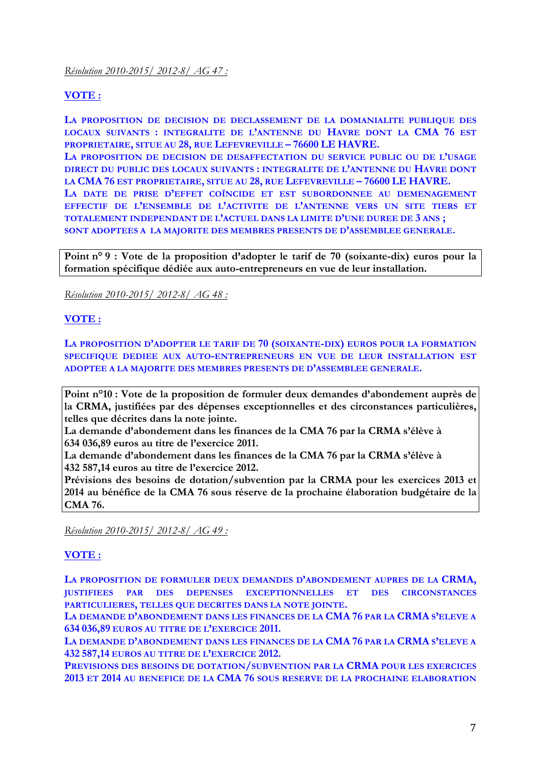*Résolution 2010-2015/ 2012-8/ AG 47 :*

**VOTE :**

**LA PROPOSITION DE DECISION DE DECLASSEMENT DE LA DOMANIALITE PUBLIQUE DES LOCAUX SUIVANTS : INTEGRALITE DE L'ANTENNE DU HAVRE DONT LA CMA 76 EST PROPRIETAIRE, SITUE AU 28, RUE LEFEVREVILLE – 76600 LE HAVRE.**
**LA PROPOSITION DE DECISION DE DESAFFECTATION DU SERVICE PUBLIC OU DE L'USAGE DIRECT DU PUBLIC DES LOCAUX SUIVANTS : INTEGRALITE DE L'ANTENNE DU HAVRE DONT LA CMA 76 EST PROPRIETAIRE, SITUE AU 28, RUE LEFEVREVILLE – 76600 LE HAVRE.**
**LA DATE DE PRISE D'EFFET COÏNCIDE ET EST SUBORDONNEE AU DEMENAGEMENT EFFECTIF DE L'ENSEMBLE DE L'ACTIVITE DE L'ANTENNE VERS UN SITE TIERS ET TOTALEMENT INDEPENDANT DE L'ACTUEL DANS LA LIMITE D'UNE DUREE DE 3 ANS ;**
**SONT ADOPTEES A LA MAJORITE DES MEMBRES PRESENTS DE D'ASSEMBLEE GENERALE.**

**Point n° 9 : Vote de la proposition d'adopter le tarif de 70 (soixante-dix) euros pour la formation spécifique dédiée aux auto-entrepreneurs en vue de leur installation.**

*Résolution 2010-2015/ 2012-8/ AG 48 :*

**VOTE :**

**LA PROPOSITION D'ADOPTER LE TARIF DE 70 (SOIXANTE-DIX) EUROS POUR LA FORMATION SPECIFIQUE DEDIEE AUX AUTO-ENTREPRENEURS EN VUE DE LEUR INSTALLATION EST ADOPTEE A LA MAJORITE DES MEMBRES PRESENTS DE D'ASSEMBLEE GENERALE.**

**Point n°10 : Vote de la proposition de formuler deux demandes d'abondement auprès de la CRMA, justifiées par des dépenses exceptionnelles et des circonstances particulières, telles que décrites dans la note jointe.**
**La demande d'abondement dans les finances de la CMA 76 par la CRMA s'élève à 634 036,89 euros au titre de l'exercice 2011.**
**La demande d'abondement dans les finances de la CMA 76 par la CRMA s'élève à 432 587,14 euros au titre de l'exercice 2012.**
**Prévisions des besoins de dotation/subvention par la CRMA pour les exercices 2013 et 2014 au bénéfice de la CMA 76 sous réserve de la prochaine élaboration budgétaire de la CMA 76.**

*Résolution 2010-2015/ 2012-8/ AG 49 :*

**VOTE :**

**LA PROPOSITION DE FORMULER DEUX DEMANDES D'ABONDEMENT AUPRES DE LA CRMA, JUSTIFIEES PAR DES DEPENSES EXCEPTIONNELLES ET DES CIRCONSTANCES PARTICULIERES, TELLES QUE DECRITES DANS LA NOTE JOINTE.**
**LA DEMANDE D'ABONDEMENT DANS LES FINANCES DE LA CMA 76 PAR LA CRMA S'ELEVE A 634 036,89 EUROS AU TITRE DE L'EXERCICE 2011.**
**LA DEMANDE D'ABONDEMENT DANS LES FINANCES DE LA CMA 76 PAR LA CRMA S'ELEVE A 432 587,14 EUROS AU TITRE DE L'EXERCICE 2012.**
**PREVISIONS DES BESOINS DE DOTATION/SUBVENTION PAR LA CRMA POUR LES EXERCICES 2013 ET 2014 AU BENEFICE DE LA CMA 76 SOUS RESERVE DE LA PROCHAINE ELABORATION**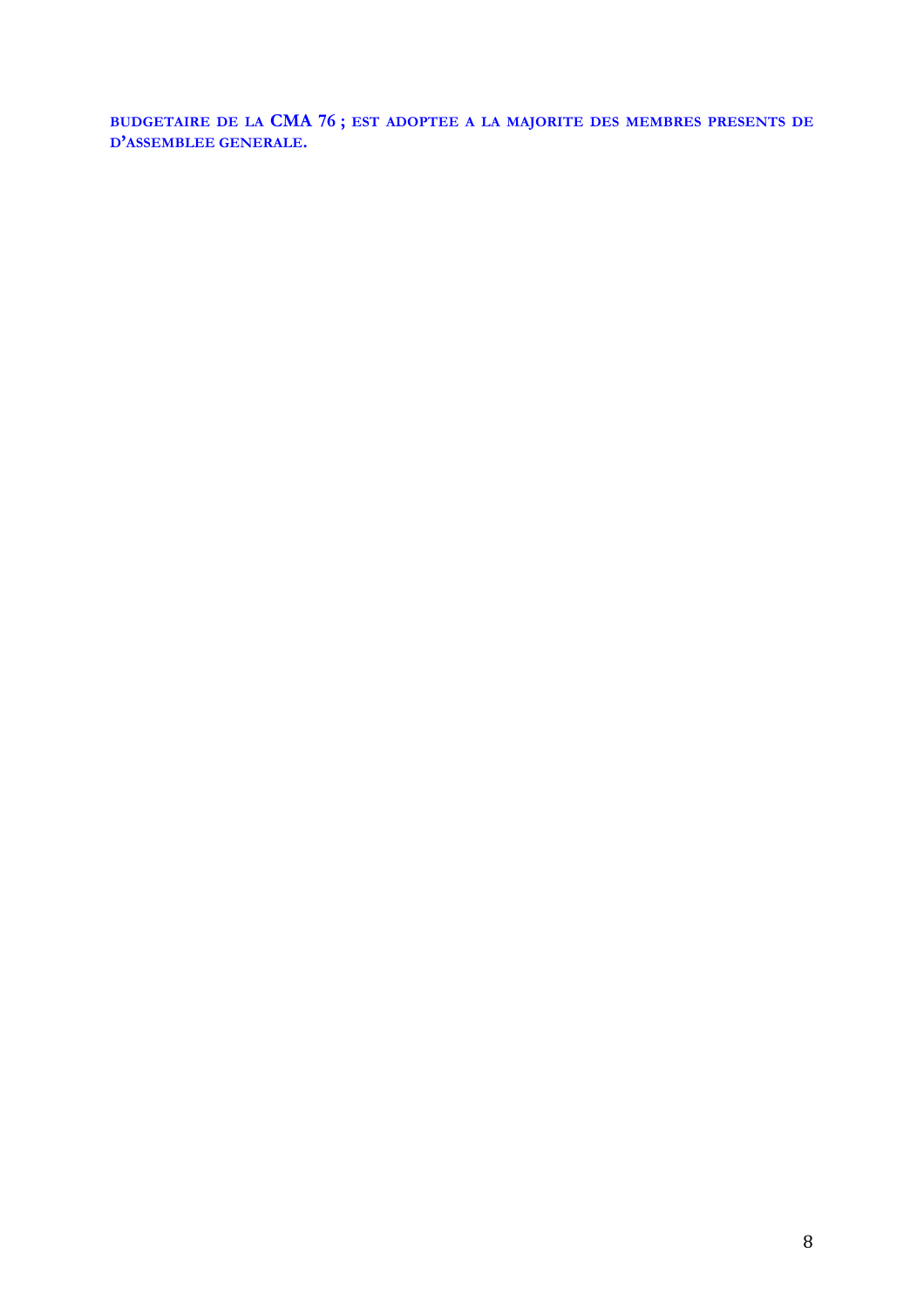**BUDGETAIRE DE LA CMA 76 ; EST ADOPTEE A LA MAJORITE DES MEMBRES PRESENTS DE D'ASSEMBLEE GENERALE.**